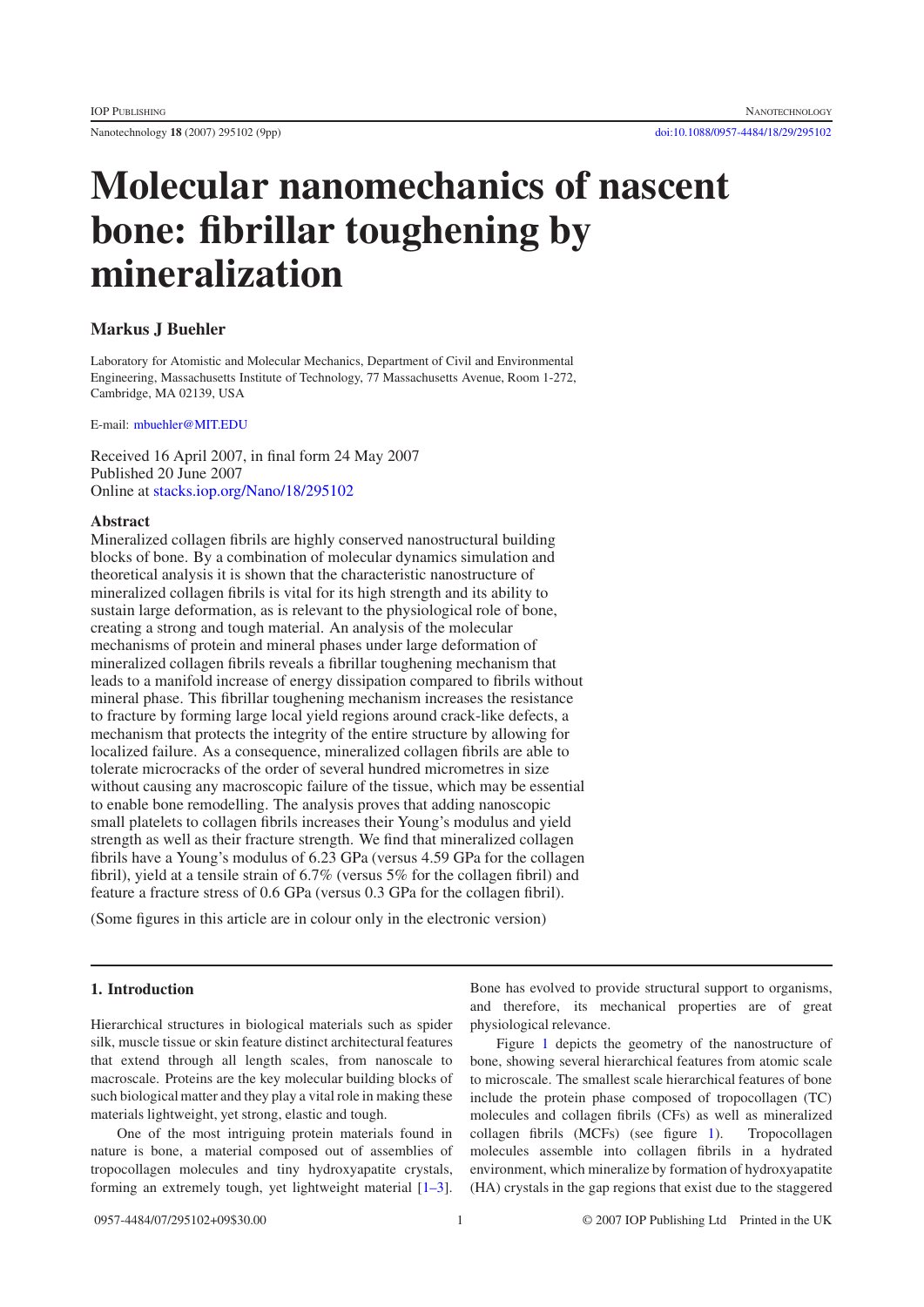# Molecular nanomechanics of nascent bone: fibrillar toughening by mineralization

**Markus J Buehler**

Laboratory for Atomistic and Molecular Mechanics, Department of Civil and Environmental Engineering, Massachusetts Institute of Technology, 77 Massachusetts Avenue, Room 1-272, Cambridge, MA 02139, USA

E-mail: mbuehler@MIT.EDU

Received 16 April 2007, in final form 24 May 2007
Published 20 June 2007
Online at stacks.iop.org/Nano/18/295102

## Abstract

Mineralized collagen fibrils are highly conserved nanostructural building blocks of bone. By a combination of molecular dynamics simulation and theoretical analysis it is shown that the characteristic nanostructure of mineralized collagen fibrils is vital for its high strength and its ability to sustain large deformation, as is relevant to the physiological role of bone, creating a strong and tough material. An analysis of the molecular mechanisms of protein and mineral phases under large deformation of mineralized collagen fibrils reveals a fibrillar toughening mechanism that leads to a manifold increase of energy dissipation compared to fibrils without mineral phase. This fibrillar toughening mechanism increases the resistance to fracture by forming large local yield regions around crack-like defects, a mechanism that protects the integrity of the entire structure by allowing for localized failure. As a consequence, mineralized collagen fibrils are able to tolerate microcracks of the order of several hundred micrometres in size without causing any macroscopic failure of the tissue, which may be essential to enable bone remodelling. The analysis proves that adding nanoscopic small platelets to collagen fibrils increases their Young's modulus and yield strength as well as their fracture strength. We find that mineralized collagen fibrils have a Young's modulus of 6.23 GPa (versus 4.59 GPa for the collagen fibril), yield at a tensile strain of 6.7% (versus 5% for the collagen fibril) and feature a fracture stress of 0.6 GPa (versus 0.3 GPa for the collagen fibril).

(Some figures in this article are in colour only in the electronic version)

## 1. Introduction

Hierarchical structures in biological materials such as spider silk, muscle tissue or skin feature distinct architectural features that extend through all length scales, from nanoscale to macroscale. Proteins are the key molecular building blocks of such biological matter and they play a vital role in making these materials lightweight, yet strong, elastic and tough.

One of the most intriguing protein materials found in nature is bone, a material composed out of assemblies of tropocollagen molecules and tiny hydroxyapatite crystals, forming an extremely tough, yet lightweight material [1–3]. Bone has evolved to provide structural support to organisms, and therefore, its mechanical properties are of great physiological relevance.

Figure 1 depicts the geometry of the nanostructure of bone, showing several hierarchical features from atomic scale to microscale. The smallest scale hierarchical features of bone include the protein phase composed of tropocollagen (TC) molecules and collagen fibrils (CFs) as well as mineralized collagen fibrils (MCFs) (see figure 1). Tropocollagen molecules assemble into collagen fibrils in a hydrated environment, which mineralize by formation of hydroxyapatite (HA) crystals in the gap regions that exist due to the staggered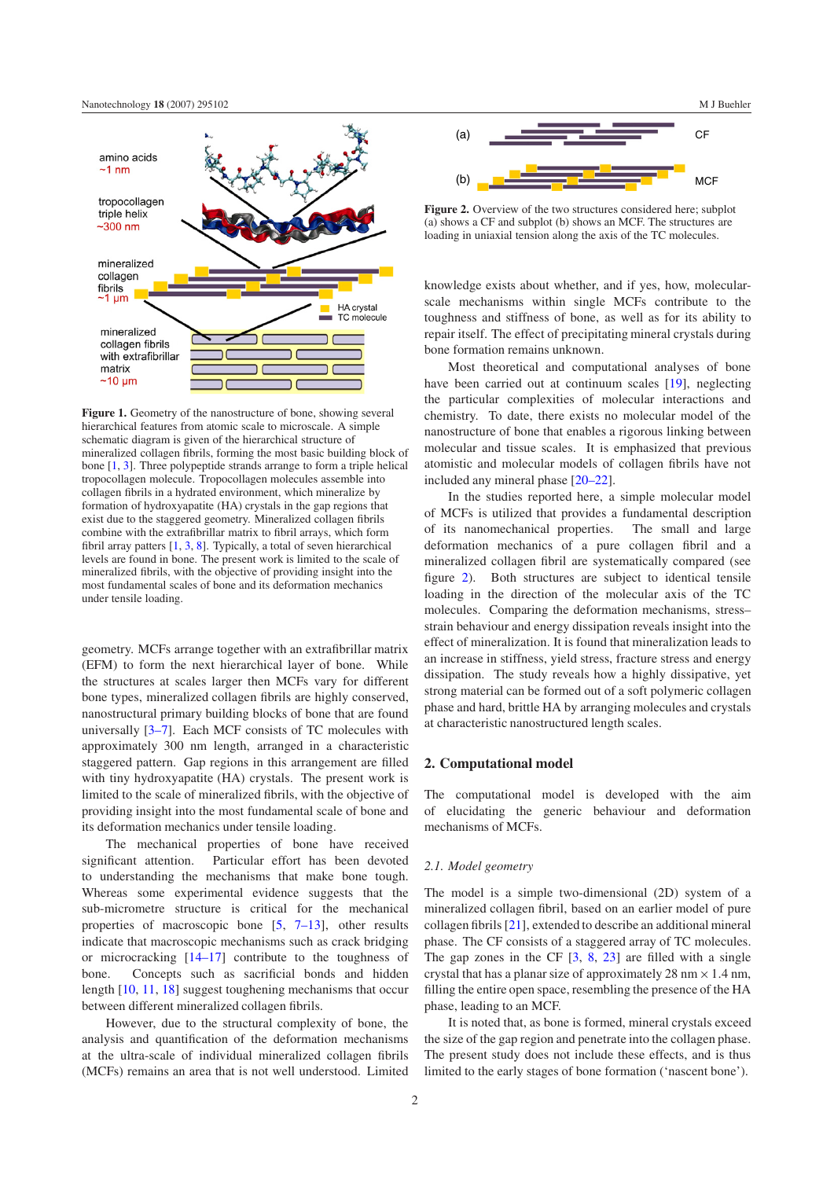Figure 1. Geometry of the nanostructure of bone, showing several hierarchical features from atomic scale to microscale. A simple schematic diagram is given of the hierarchical structure of mineralized collagen fibrils, forming the most basic building block of bone [1, 3]. Three polypeptide strands arrange to form a triple helical tropocollagen molecule. Tropocollagen molecules assemble into collagen fibrils in a hydrated environment, which mineralize by formation of hydroxyapatite (HA) crystals in the gap regions that exist due to the staggered geometry. Mineralized collagen fibrils combine with the extrafibrillar matrix to fibril arrays, which form fibril array patters [1, 3, 8]. Typically, a total of seven hierarchical levels are found in bone. The present work is limited to the scale of mineralized fibrils, with the objective of providing insight into the most fundamental scales of bone and its deformation mechanics under tensile loading.

geometry. MCFs arrange together with an extrafibrillar matrix (EFM) to form the next hierarchical layer of bone. While the structures at scales larger then MCFs vary for different bone types, mineralized collagen fibrils are highly conserved, nanostructural primary building blocks of bone that are found universally [3–7]. Each MCF consists of TC molecules with approximately 300 nm length, arranged in a characteristic staggered pattern. Gap regions in this arrangement are filled with tiny hydroxyapatite (HA) crystals. The present work is limited to the scale of mineralized fibrils, with the objective of providing insight into the most fundamental scale of bone and its deformation mechanics under tensile loading.

The mechanical properties of bone have received significant attention. Particular effort has been devoted to understanding the mechanisms that make bone tough. Whereas some experimental evidence suggests that the sub-micrometre structure is critical for the mechanical properties of macroscopic bone [5, 7–13], other results indicate that macroscopic mechanisms such as crack bridging or microcracking [14–17] contribute to the toughness of bone. Concepts such as sacrificial bonds and hidden length [10, 11, 18] suggest toughening mechanisms that occur between different mineralized collagen fibrils.

However, due to the structural complexity of bone, the analysis and quantification of the deformation mechanisms at the ultra-scale of individual mineralized collagen fibrils (MCFs) remains an area that is not well understood. Limited knowledge exists about whether, and if yes, how, molecular-scale mechanisms within single MCFs contribute to the toughness and stiffness of bone, as well as for its ability to repair itself. The effect of precipitating mineral crystals during bone formation remains unknown.

Figure 2. Overview of the two structures considered here; subplot (a) shows a CF and subplot (b) shows an MCF. The structures are loading in uniaxial tension along the axis of the TC molecules.

Most theoretical and computational analyses of bone have been carried out at continuum scales [19], neglecting the particular complexities of molecular interactions and chemistry. To date, there exists no molecular model of the nanostructure of bone that enables a rigorous linking between molecular and tissue scales. It is emphasized that previous atomistic and molecular models of collagen fibrils have not included any mineral phase [20–22].

In the studies reported here, a simple molecular model of MCFs is utilized that provides a fundamental description of its nanomechanical properties. The small and large deformation mechanics of a pure collagen fibril and a mineralized collagen fibril are systematically compared (see figure 2). Both structures are subject to identical tensile loading in the direction of the molecular axis of the TC molecules. Comparing the deformation mechanisms, stress–strain behaviour and energy dissipation reveals insight into the effect of mineralization. It is found that mineralization leads to an increase in stiffness, yield stress, fracture stress and energy dissipation. The study reveals how a highly dissipative, yet strong material can be formed out of a soft polymeric collagen phase and hard, brittle HA by arranging molecules and crystals at characteristic nanostructured length scales.

## 2. Computational model

The computational model is developed with the aim of elucidating the generic behaviour and deformation mechanisms of MCFs.

### 2.1. Model geometry

The model is a simple two-dimensional (2D) system of a mineralized collagen fibril, based on an earlier model of pure collagen fibrils [21], extended to describe an additional mineral phase. The CF consists of a staggered array of TC molecules. The gap zones in the CF [3, 8, 23] are filled with a single crystal that has a planar size of approximately 28 nm $\times$ 1.4 nm, filling the entire open space, resembling the presence of the HA phase, leading to an MCF.

It is noted that, as bone is formed, mineral crystals exceed the size of the gap region and penetrate into the collagen phase. The present study does not include these effects, and is thus limited to the early stages of bone formation ('nascent bone').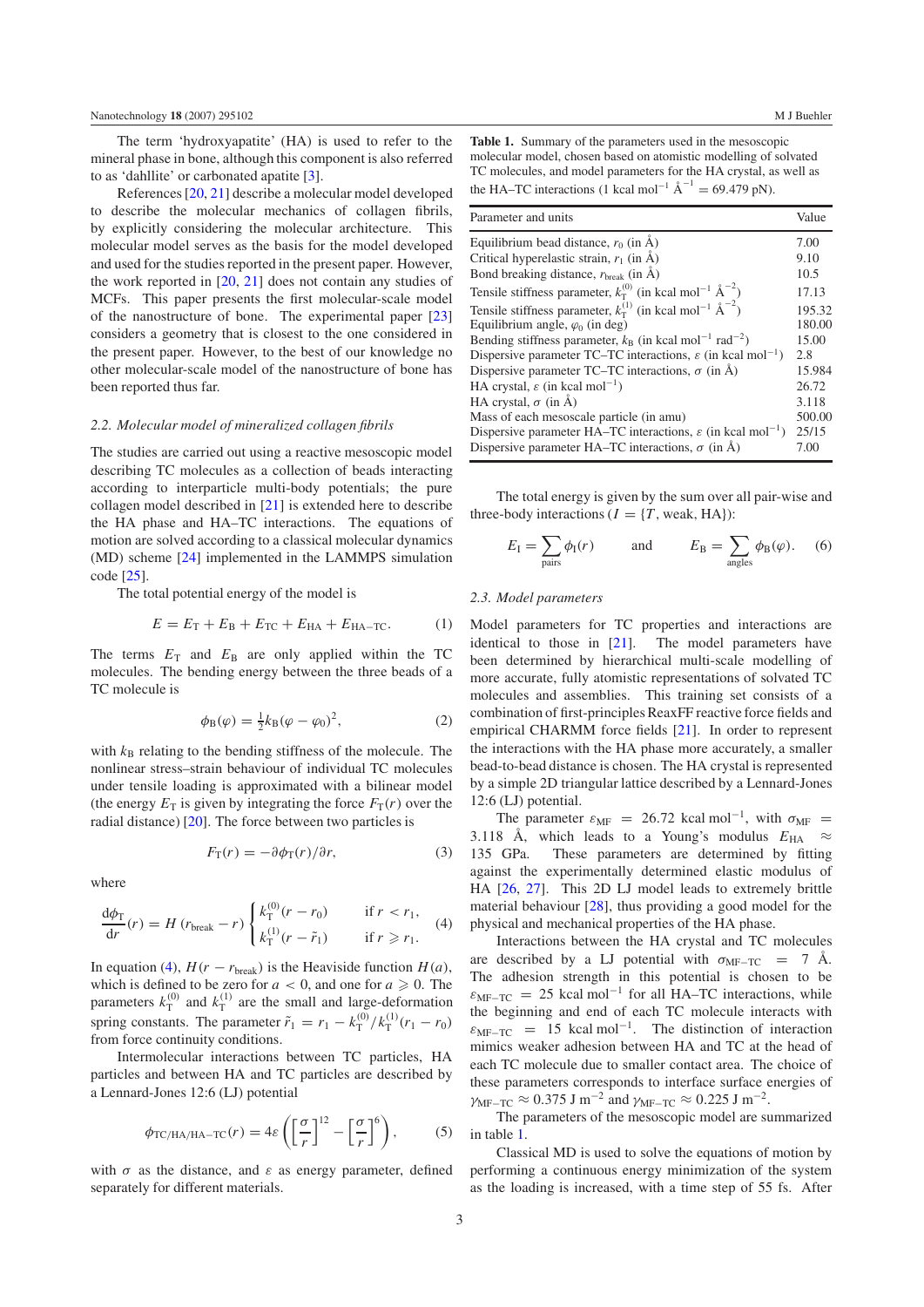The term 'hydroxyapatite' (HA) is used to refer to the mineral phase in bone, although this component is also referred to as 'dahllite' or carbonated apatite [3].

References [20, 21] describe a molecular model developed to describe the molecular mechanics of collagen fibrils, by explicitly considering the molecular architecture. This molecular model serves as the basis for the model developed and used for the studies reported in the present paper. However, the work reported in [20, 21] does not contain any studies of MCFs. This paper presents the first molecular-scale model of the nanostructure of bone. The experimental paper [23] considers a geometry that is closest to the one considered in the present paper. However, to the best of our knowledge no other molecular-scale model of the nanostructure of bone has been reported thus far.

### 2.2. Molecular model of mineralized collagen fibrils

The studies are carried out using a reactive mesoscopic model describing TC molecules as a collection of beads interacting according to interparticle multi-body potentials; the pure collagen model described in [21] is extended here to describe the HA phase and HA–TC interactions. The equations of motion are solved according to a classical molecular dynamics (MD) scheme [24] implemented in the LAMMPS simulation code [25].

The total potential energy of the model is

$$E = E_{\mathrm{T}} + E_{\mathrm{B}} + E_{\mathrm{TC}} + E_{\mathrm{HA}} + E_{\mathrm{HA-TC}}. \quad (1)$$

The terms $E_{\mathrm{T}}$ and $E_{\mathrm{B}}$ are only applied within the TC molecules. The bending energy between the three beads of a TC molecule is

$$\phi_{\mathrm{B}}(\varphi) = \tfrac{1}{2}k_{\mathrm{B}}(\varphi - \varphi_0)^2, \quad (2)$$

with $k_{\mathrm{B}}$ relating to the bending stiffness of the molecule. The nonlinear stress–strain behaviour of individual TC molecules under tensile loading is approximated with a bilinear model (the energy $E_{\mathrm{T}}$ is given by integrating the force $F_{\mathrm{T}}(r)$ over the radial distance) [20]. The force between two particles is

$$F_{\mathrm{T}}(r) = -\partial\phi_{\mathrm{T}}(r)/\partial r, \quad (3)$$

where

$$\frac{\mathrm{d}\phi_{\mathrm{T}}}{\mathrm{d}r}(r) = H\,(r_{\mathrm{break}} - r)\begin{cases} k_{\mathrm{T}}^{(0)}(r - r_0) & \text{if } r < r_1, \\ k_{\mathrm{T}}^{(1)}(r - \tilde{r}_1) & \text{if } r \geqslant r_1. \end{cases} \quad (4)$$

In equation (4), $H(r - r_{\mathrm{break}})$ is the Heaviside function $H(a)$, which is defined to be zero for $a < 0$, and one for $a \geqslant 0$. The parameters $k_{\mathrm{T}}^{(0)}$ and $k_{\mathrm{T}}^{(1)}$ are the small and large-deformation spring constants. The parameter $\tilde{r}_1 = r_1 - k_{\mathrm{T}}^{(0)}/k_{\mathrm{T}}^{(1)}(r_1 - r_0)$ from force continuity conditions.

Intermolecular interactions between TC particles, HA particles and between HA and TC particles are described by a Lennard-Jones 12:6 (LJ) potential

$$\phi_{\mathrm{TC/HA/HA-TC}}(r) = 4\varepsilon\left(\left[\frac{\sigma}{r}\right]^{12} - \left[\frac{\sigma}{r}\right]^{6}\right), \quad (5)$$

with $\sigma$ as the distance, and $\varepsilon$ as energy parameter, defined separately for different materials.

**Table 1.** Summary of the parameters used in the mesoscopic molecular model, chosen based on atomistic modelling of solvated TC molecules, and model parameters for the HA crystal, as well as the HA–TC interactions (1 kcal mol$^{-1}$ Å$^{-1}$ = 69.479 pN).

| Parameter and units | Value |
|---|---|
| Equilibrium bead distance, $r_0$ (in Å) | 7.00 |
| Critical hyperelastic strain, $r_1$ (in Å) | 9.10 |
| Bond breaking distance, $r_{\mathrm{break}}$ (in Å) | 10.5 |
| Tensile stiffness parameter, $k_{\mathrm{T}}^{(0)}$ (in kcal mol$^{-1}$ Å$^{-2}$) | 17.13 |
| Tensile stiffness parameter, $k_{\mathrm{T}}^{(1)}$ (in kcal mol$^{-1}$ Å$^{-2}$) | 195.32 |
| Equilibrium angle, $\varphi_0$ (in deg) | 180.00 |
| Bending stiffness parameter, $k_{\mathrm{B}}$ (in kcal mol$^{-1}$ rad$^{-2}$) | 15.00 |
| Dispersive parameter TC–TC interactions, $\varepsilon$ (in kcal mol$^{-1}$) | 2.8 |
| Dispersive parameter TC–TC interactions, $\sigma$ (in Å) | 15.984 |
| HA crystal, $\varepsilon$ (in kcal mol$^{-1}$) | 26.72 |
| HA crystal, $\sigma$ (in Å) | 3.118 |
| Mass of each mesoscale particle (in amu) | 500.00 |
| Dispersive parameter HA–TC interactions, $\varepsilon$ (in kcal mol$^{-1}$) | 25/15 |
| Dispersive parameter HA–TC interactions, $\sigma$ (in Å) | 7.00 |

The total energy is given by the sum over all pair-wise and three-body interactions ($I = \{T, \text{weak}, \text{HA}\}$):

$$E_{\mathrm{I}} = \sum_{\text{pairs}} \phi_{\mathrm{I}}(r) \qquad \text{and} \qquad E_{\mathrm{B}} = \sum_{\text{angles}} \phi_{\mathrm{B}}(\varphi). \quad (6)$$

### 2.3. Model parameters

Model parameters for TC properties and interactions are identical to those in [21]. The model parameters have been determined by hierarchical multi-scale modelling of more accurate, fully atomistic representations of solvated TC molecules and assemblies. This training set consists of a combination of first-principles ReaxFF reactive force fields and empirical CHARMM force fields [21]. In order to represent the interactions with the HA phase more accurately, a smaller bead-to-bead distance is chosen. The HA crystal is represented by a simple 2D triangular lattice described by a Lennard-Jones 12:6 (LJ) potential.

The parameter $\varepsilon_{\mathrm{MF}} = 26.72$ kcal mol$^{-1}$, with $\sigma_{\mathrm{MF}} = 3.118$ Å, which leads to a Young's modulus $E_{\mathrm{HA}} \approx 135$ GPa. These parameters are determined by fitting against the experimentally determined elastic modulus of HA [26, 27]. This 2D LJ model leads to extremely brittle material behaviour [28], thus providing a good model for the physical and mechanical properties of the HA phase.

Interactions between the HA crystal and TC molecules are described by a LJ potential with $\sigma_{\mathrm{MF-TC}} = 7$ Å. The adhesion strength in this potential is chosen to be $\varepsilon_{\mathrm{MF-TC}} = 25$ kcal mol$^{-1}$ for all HA–TC interactions, while the beginning and end of each TC molecule interacts with $\varepsilon_{\mathrm{MF-TC}} = 15$ kcal mol$^{-1}$. The distinction of interaction mimics weaker adhesion between HA and TC at the head of each TC molecule due to smaller contact area. The choice of these parameters corresponds to interface surface energies of $\gamma_{\mathrm{MF-TC}} \approx 0.375$ J m$^{-2}$ and $\gamma_{\mathrm{MF-TC}} \approx 0.225$ J m$^{-2}$.

The parameters of the mesoscopic model are summarized in table 1.

Classical MD is used to solve the equations of motion by performing a continuous energy minimization of the system as the loading is increased, with a time step of 55 fs. After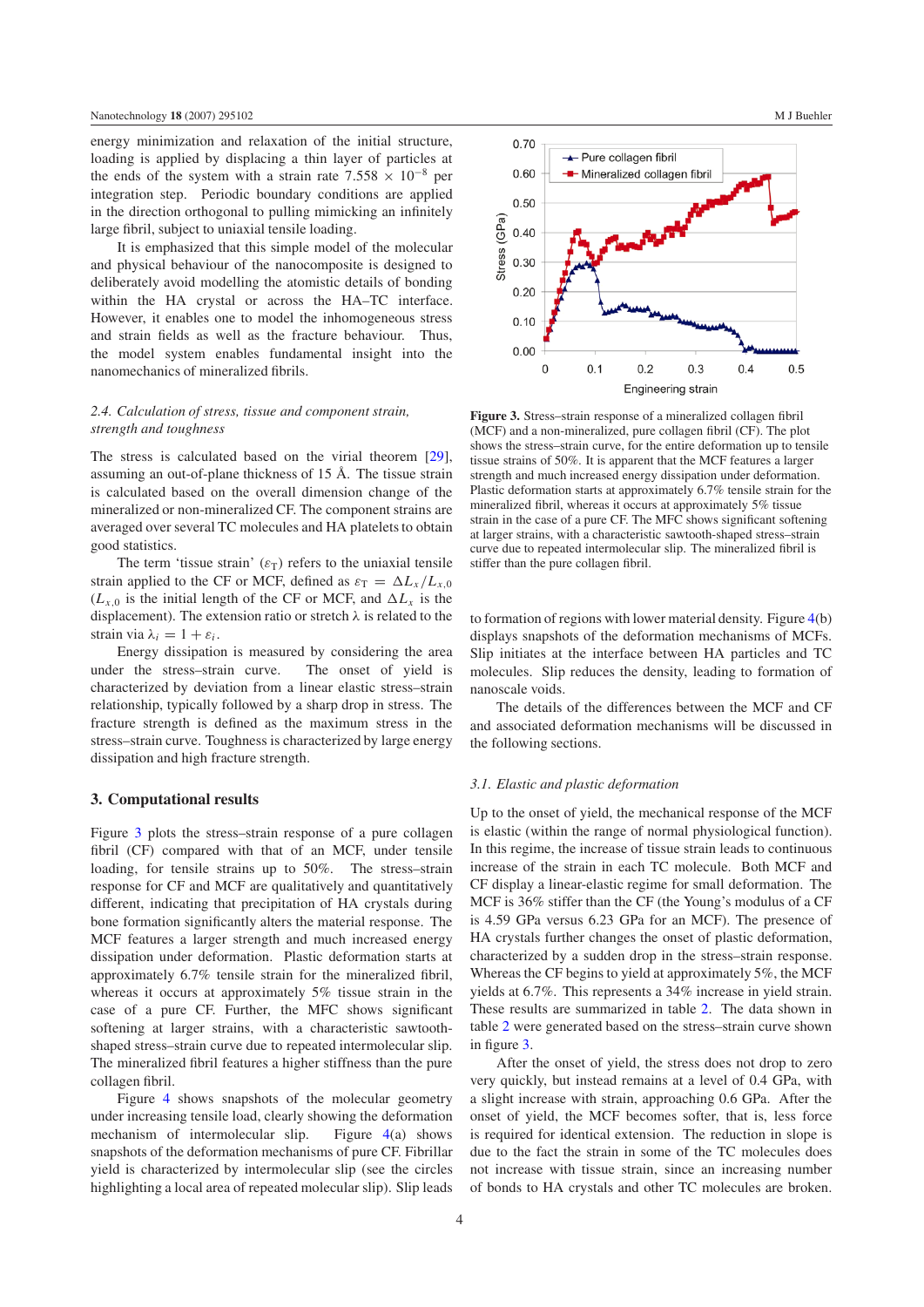energy minimization and relaxation of the initial structure, loading is applied by displacing a thin layer of particles at the ends of the system with a strain rate $7.558 \times 10^{-8}$ per integration step. Periodic boundary conditions are applied in the direction orthogonal to pulling mimicking an infinitely large fibril, subject to uniaxial tensile loading.

It is emphasized that this simple model of the molecular and physical behaviour of the nanocomposite is designed to deliberately avoid modelling the atomistic details of bonding within the HA crystal or across the HA–TC interface. However, it enables one to model the inhomogeneous stress and strain fields as well as the fracture behaviour. Thus, the model system enables fundamental insight into the nanomechanics of mineralized fibrils.

### 2.4. Calculation of stress, tissue and component strain, strength and toughness

The stress is calculated based on the virial theorem [29], assuming an out-of-plane thickness of 15 Å. The tissue strain is calculated based on the overall dimension change of the mineralized or non-mineralized CF. The component strains are averaged over several TC molecules and HA platelets to obtain good statistics.

The term 'tissue strain' ($\varepsilon_T$) refers to the uniaxial tensile strain applied to the CF or MCF, defined as $\varepsilon_T = \Delta L_x / L_{x,0}$ ($L_{x,0}$ is the initial length of the CF or MCF, and $\Delta L_x$ is the displacement). The extension ratio or stretch $\lambda$ is related to the strain via $\lambda_i = 1 + \varepsilon_i$.

Energy dissipation is measured by considering the area under the stress–strain curve. The onset of yield is characterized by deviation from a linear elastic stress–strain relationship, typically followed by a sharp drop in stress. The fracture strength is defined as the maximum stress in the stress–strain curve. Toughness is characterized by large energy dissipation and high fracture strength.

## 3. Computational results

Figure 3 plots the stress–strain response of a pure collagen fibril (CF) compared with that of an MCF, under tensile loading, for tensile strains up to 50%. The stress–strain response for CF and MCF are qualitatively and quantitatively different, indicating that precipitation of HA crystals during bone formation significantly alters the material response. The MCF features a larger strength and much increased energy dissipation under deformation. Plastic deformation starts at approximately 6.7% tensile strain for the mineralized fibril, whereas it occurs at approximately 5% tissue strain in the case of a pure CF. Further, the MFC shows significant softening at larger strains, with a characteristic sawtooth-shaped stress–strain curve due to repeated intermolecular slip. The mineralized fibril features a higher stiffness than the pure collagen fibril.

Figure 4 shows snapshots of the molecular geometry under increasing tensile load, clearly showing the deformation mechanism of intermolecular slip. Figure 4(a) shows snapshots of the deformation mechanisms of pure CF. Fibrillar yield is characterized by intermolecular slip (see the circles highlighting a local area of repeated molecular slip). Slip leads to formation of regions with lower material density. Figure 4(b) displays snapshots of the deformation mechanisms of MCFs. Slip initiates at the interface between HA particles and TC molecules. Slip reduces the density, leading to formation of nanoscale voids.

**Figure 3.** Stress–strain response of a mineralized collagen fibril (MCF) and a non-mineralized, pure collagen fibril (CF). The plot shows the stress–strain curve, for the entire deformation up to tensile tissue strains of 50%. It is apparent that the MCF features a larger strength and much increased energy dissipation under deformation. Plastic deformation starts at approximately 6.7% tensile strain for the mineralized fibril, whereas it occurs at approximately 5% tissue strain in the case of a pure CF. The MFC shows significant softening at larger strains, with a characteristic sawtooth-shaped stress–strain curve due to repeated intermolecular slip. The mineralized fibril is stiffer than the pure collagen fibril.

The details of the differences between the MCF and CF and associated deformation mechanisms will be discussed in the following sections.

### 3.1. Elastic and plastic deformation

Up to the onset of yield, the mechanical response of the MCF is elastic (within the range of normal physiological function). In this regime, the increase of tissue strain leads to continuous increase of the strain in each TC molecule. Both MCF and CF display a linear-elastic regime for small deformation. The MCF is 36% stiffer than the CF (the Young's modulus of a CF is 4.59 GPa versus 6.23 GPa for an MCF). The presence of HA crystals further changes the onset of plastic deformation, characterized by a sudden drop in the stress–strain response. Whereas the CF begins to yield at approximately 5%, the MCF yields at 6.7%. This represents a 34% increase in yield strain. These results are summarized in table 2. The data shown in table 2 were generated based on the stress–strain curve shown in figure 3.

After the onset of yield, the stress does not drop to zero very quickly, but instead remains at a level of 0.4 GPa, with a slight increase with strain, approaching 0.6 GPa. After the onset of yield, the MCF becomes softer, that is, less force is required for identical extension. The reduction in slope is due to the fact the strain in some of the TC molecules does not increase with tissue strain, since an increasing number of bonds to HA crystals and other TC molecules are broken.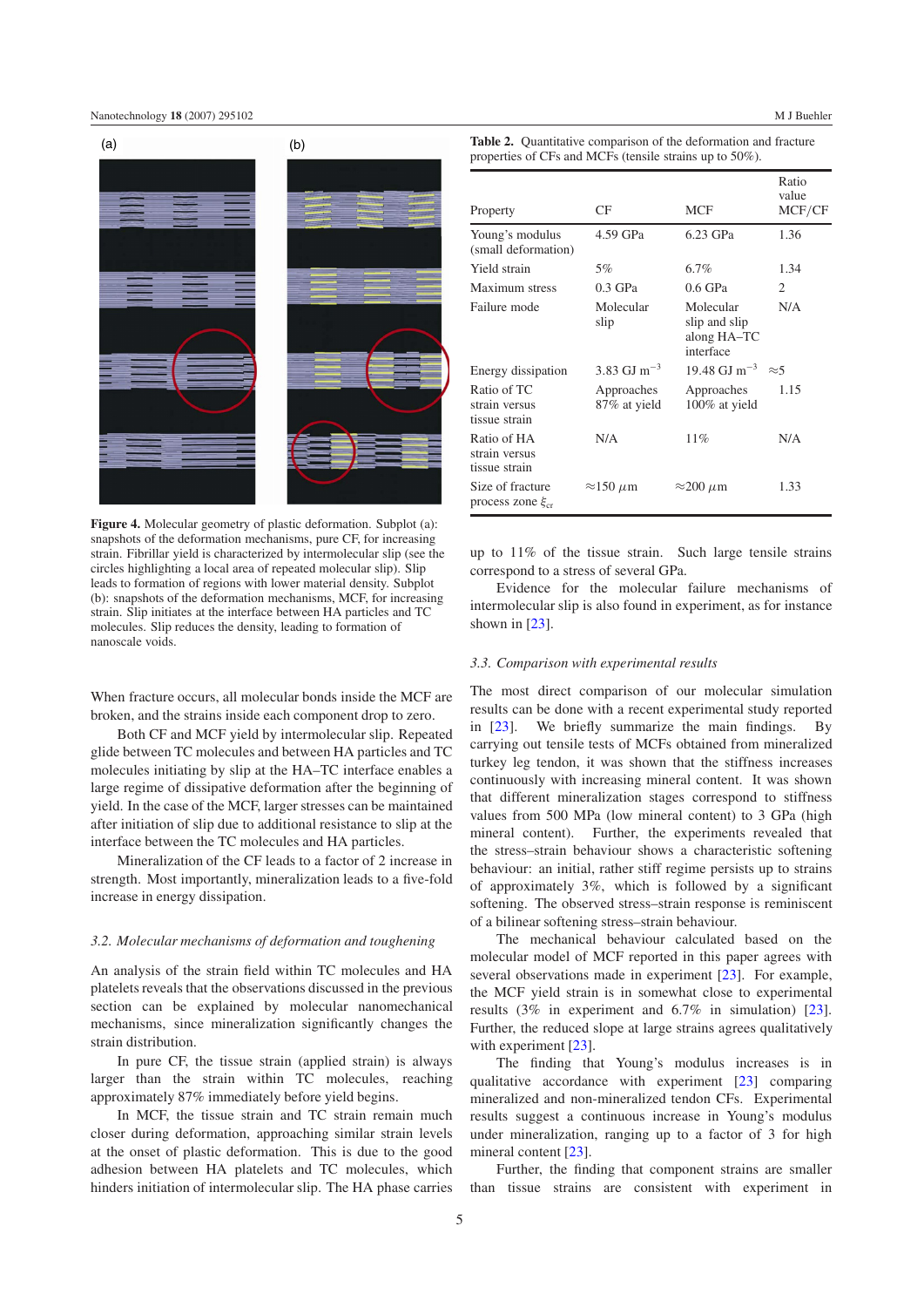(a)

(b)

**Figure 4.** Molecular geometry of plastic deformation. Subplot (a): snapshots of the deformation mechanisms, pure CF, for increasing strain. Fibrillar yield is characterized by intermolecular slip (see the circles highlighting a local area of repeated molecular slip). Slip leads to formation of regions with lower material density. Subplot (b): snapshots of the deformation mechanisms, MCF, for increasing strain. Slip initiates at the interface between HA particles and TC molecules. Slip reduces the density, leading to formation of nanoscale voids.

When fracture occurs, all molecular bonds inside the MCF are broken, and the strains inside each component drop to zero.

Both CF and MCF yield by intermolecular slip. Repeated glide between TC molecules and between HA particles and TC molecules initiating by slip at the HA–TC interface enables a large regime of dissipative deformation after the beginning of yield. In the case of the MCF, larger stresses can be maintained after initiation of slip due to additional resistance to slip at the interface between the TC molecules and HA particles.

Mineralization of the CF leads to a factor of 2 increase in strength. Most importantly, mineralization leads to a five-fold increase in energy dissipation.

### *3.2. Molecular mechanisms of deformation and toughening*

An analysis of the strain field within TC molecules and HA platelets reveals that the observations discussed in the previous section can be explained by molecular nanomechanical mechanisms, since mineralization significantly changes the strain distribution.

In pure CF, the tissue strain (applied strain) is always larger than the strain within TC molecules, reaching approximately 87% immediately before yield begins.

In MCF, the tissue strain and TC strain remain much closer during deformation, approaching similar strain levels at the onset of plastic deformation. This is due to the good adhesion between HA platelets and TC molecules, which hinders initiation of intermolecular slip. The HA phase carries up to 11% of the tissue strain. Such large tensile strains correspond to a stress of several GPa.

Evidence for the molecular failure mechanisms of intermolecular slip is also found in experiment, as for instance shown in [23].

**Table 2.** Quantitative comparison of the deformation and fracture properties of CFs and MCFs (tensile strains up to 50%).

| Property | CF | MCF | Ratio value MCF/CF |
|---|---|---|---|
| Young's modulus (small deformation) | 4.59 GPa | 6.23 GPa | 1.36 |
| Yield strain | 5% | 6.7% | 1.34 |
| Maximum stress | 0.3 GPa | 0.6 GPa | 2 |
| Failure mode | Molecular slip | Molecular slip and slip along HA–TC interface | N/A |
| Energy dissipation | 3.83 GJ $m^{-3}$ | 19.48 GJ $m^{-3}$ | $\approx 5$ |
| Ratio of TC strain versus tissue strain | Approaches 87% at yield | Approaches 100% at yield | 1.15 |
| Ratio of HA strain versus tissue strain | N/A | 11% | N/A |
| Size of fracture process zone $\xi_{cr}$ | $\approx 150$ $\mu$m | $\approx 200$ $\mu$m | 1.33 |

### *3.3. Comparison with experimental results*

The most direct comparison of our molecular simulation results can be done with a recent experimental study reported in [23]. We briefly summarize the main findings. By carrying out tensile tests of MCFs obtained from mineralized turkey leg tendon, it was shown that the stiffness increases continuously with increasing mineral content. It was shown that different mineralization stages correspond to stiffness values from 500 MPa (low mineral content) to 3 GPa (high mineral content). Further, the experiments revealed that the stress–strain behaviour shows a characteristic softening behaviour: an initial, rather stiff regime persists up to strains of approximately 3%, which is followed by a significant softening. The observed stress–strain response is reminiscent of a bilinear softening stress–strain behaviour.

The mechanical behaviour calculated based on the molecular model of MCF reported in this paper agrees with several observations made in experiment [23]. For example, the MCF yield strain is in somewhat close to experimental results (3% in experiment and 6.7% in simulation) [23]. Further, the reduced slope at large strains agrees qualitatively with experiment [23].

The finding that Young's modulus increases is in qualitative accordance with experiment [23] comparing mineralized and non-mineralized tendon CFs. Experimental results suggest a continuous increase in Young's modulus under mineralization, ranging up to a factor of 3 for high mineral content [23].

Further, the finding that component strains are smaller than tissue strains are consistent with experiment in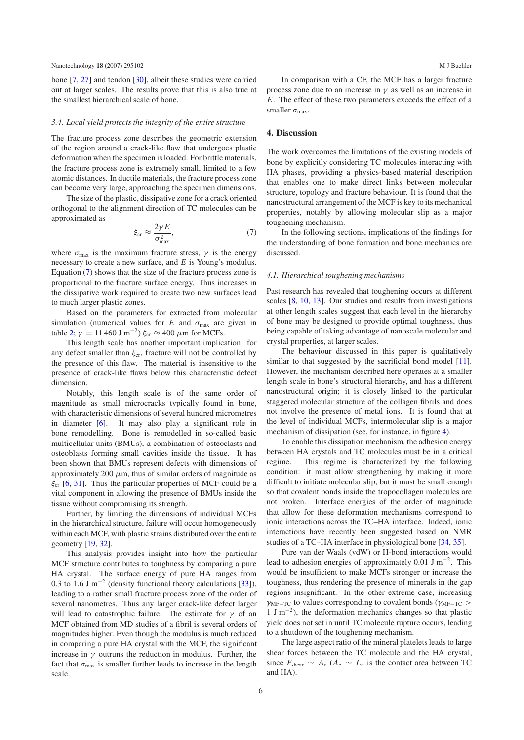bone [7, 27] and tendon [30], albeit these studies were carried out at larger scales. The results prove that this is also true at the smallest hierarchical scale of bone.

### *3.4. Local yield protects the integrity of the entire structure*

The fracture process zone describes the geometric extension of the region around a crack-like flaw that undergoes plastic deformation when the specimen is loaded. For brittle materials, the fracture process zone is extremely small, limited to a few atomic distances. In ductile materials, the fracture process zone can become very large, approaching the specimen dimensions.

The size of the plastic, dissipative zone for a crack oriented orthogonal to the alignment direction of TC molecules can be approximated as

$$\xi_{cr} \approx \frac{2\gamma E}{\sigma_{max}^2}, \tag{7}$$

where $\sigma_{max}$ is the maximum fracture stress, $\gamma$ is the energy necessary to create a new surface, and $E$ is Young's modulus. Equation (7) shows that the size of the fracture process zone is proportional to the fracture surface energy. Thus increases in the dissipative work required to create two new surfaces lead to much larger plastic zones.

Based on the parameters for extracted from molecular simulation (numerical values for $E$ and $\sigma_{max}$ are given in table 2; $\gamma = 11\,460$ J m$^{-2}$) $\xi_{cr} \approx 400$ $\mu$m for MCFs.

This length scale has another important implication: for any defect smaller than $\xi_{cr}$, fracture will not be controlled by the presence of this flaw. The material is insensitive to the presence of crack-like flaws below this characteristic defect dimension.

Notably, this length scale is of the same order of magnitude as small microcracks typically found in bone, with characteristic dimensions of several hundred micrometres in diameter [6]. It may also play a significant role in bone remodelling. Bone is remodelled in so-called basic multicellular units (BMUs), a combination of osteoclasts and osteoblasts forming small cavities inside the tissue. It has been shown that BMUs represent defects with dimensions of approximately 200 $\mu$m, thus of similar orders of magnitude as $\xi_{cr}$ [6, 31]. Thus the particular properties of MCF could be a vital component in allowing the presence of BMUs inside the tissue without compromising its strength.

Further, by limiting the dimensions of individual MCFs in the hierarchical structure, failure will occur homogeneously within each MCF, with plastic strains distributed over the entire geometry [19, 32].

This analysis provides insight into how the particular MCF structure contributes to toughness by comparing a pure HA crystal. The surface energy of pure HA ranges from 0.3 to 1.6 J m$^{-2}$ (density functional theory calculations [33]), leading to a rather small fracture process zone of the order of several nanometres. Thus any larger crack-like defect larger will lead to catastrophic failure. The estimate for $\gamma$ of an MCF obtained from MD studies of a fibril is several orders of magnitudes higher. Even though the modulus is much reduced in comparing a pure HA crystal with the MCF, the significant increase in $\gamma$ outruns the reduction in modulus. Further, the fact that $\sigma_{max}$ is smaller further leads to increase in the length scale.

In comparison with a CF, the MCF has a larger fracture process zone due to an increase in $\gamma$ as well as an increase in $E$. The effect of these two parameters exceeds the effect of a smaller $\sigma_{max}$.

## 4. Discussion

The work overcomes the limitations of the existing models of bone by explicitly considering TC molecules interacting with HA phases, providing a physics-based material description that enables one to make direct links between molecular structure, topology and fracture behaviour. It is found that the nanostructural arrangement of the MCF is key to its mechanical properties, notably by allowing molecular slip as a major toughening mechanism.

In the following sections, implications of the findings for the understanding of bone formation and bone mechanics are discussed.

### *4.1. Hierarchical toughening mechanisms*

Past research has revealed that toughening occurs at different scales [8, 10, 13]. Our studies and results from investigations at other length scales suggest that each level in the hierarchy of bone may be designed to provide optimal toughness, thus being capable of taking advantage of nanoscale molecular and crystal properties, at larger scales.

The behaviour discussed in this paper is qualitatively similar to that suggested by the sacrificial bond model [11]. However, the mechanism described here operates at a smaller length scale in bone's structural hierarchy, and has a different nanostructural origin; it is closely linked to the particular staggered molecular structure of the collagen fibrils and does not involve the presence of metal ions. It is found that at the level of individual MCFs, intermolecular slip is a major mechanism of dissipation (see, for instance, in figure 4).

To enable this dissipation mechanism, the adhesion energy between HA crystals and TC molecules must be in a critical regime. This regime is characterized by the following condition: it must allow strengthening by making it more difficult to initiate molecular slip, but it must be small enough so that covalent bonds inside the tropocollagen molecules are not broken. Interface energies of the order of magnitude that allow for these deformation mechanisms correspond to ionic interactions across the TC–HA interface. Indeed, ionic interactions have recently been suggested based on NMR studies of a TC–HA interface in physiological bone [34, 35].

Pure van der Waals (vdW) or H-bond interactions would lead to adhesion energies of approximately 0.01 J m$^{-2}$. This would be insufficient to make MCFs stronger or increase the toughness, thus rendering the presence of minerals in the gap regions insignificant. In the other extreme case, increasing $\gamma_{MF-TC}$ to values corresponding to covalent bonds ($\gamma_{MF-TC} > 1$ J m$^{-2}$), the deformation mechanics changes so that plastic yield does not set in until TC molecule rupture occurs, leading to a shutdown of the toughening mechanism.

The large aspect ratio of the mineral platelets leads to large shear forces between the TC molecule and the HA crystal, since $F_{shear} \sim A_c$ ($A_c \sim L_c$ is the contact area between TC and HA).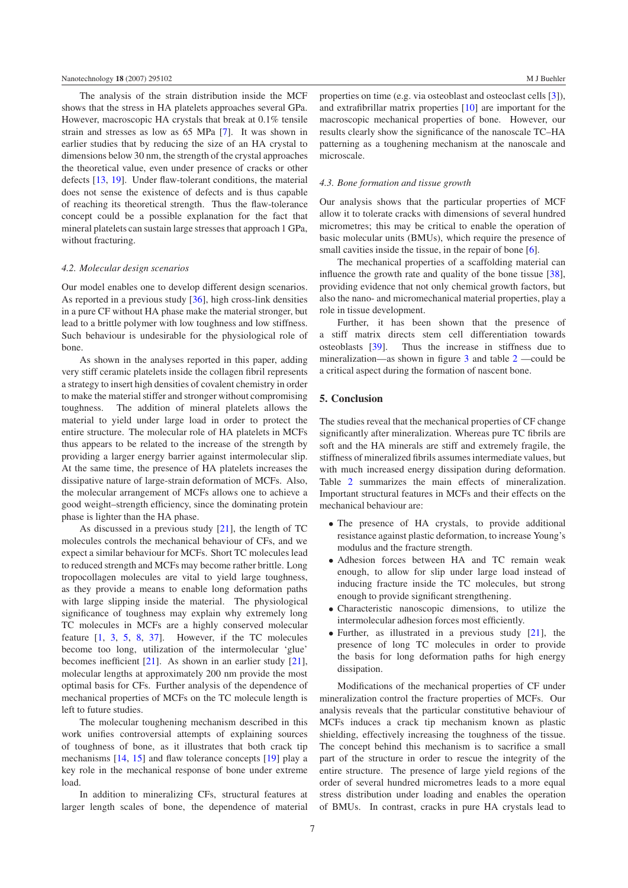The analysis of the strain distribution inside the MCF shows that the stress in HA platelets approaches several GPa. However, macroscopic HA crystals that break at 0.1% tensile strain and stresses as low as 65 MPa [7]. It was shown in earlier studies that by reducing the size of an HA crystal to dimensions below 30 nm, the strength of the crystal approaches the theoretical value, even under presence of cracks or other defects [13, 19]. Under flaw-tolerant conditions, the material does not sense the existence of defects and is thus capable of reaching its theoretical strength. Thus the flaw-tolerance concept could be a possible explanation for the fact that mineral platelets can sustain large stresses that approach 1 GPa, without fracturing.

### 4.2. Molecular design scenarios

Our model enables one to develop different design scenarios. As reported in a previous study [36], high cross-link densities in a pure CF without HA phase make the material stronger, but lead to a brittle polymer with low toughness and low stiffness. Such behaviour is undesirable for the physiological role of bone.

As shown in the analyses reported in this paper, adding very stiff ceramic platelets inside the collagen fibril represents a strategy to insert high densities of covalent chemistry in order to make the material stiffer and stronger without compromising toughness. The addition of mineral platelets allows the material to yield under large load in order to protect the entire structure. The molecular role of HA platelets in MCFs thus appears to be related to the increase of the strength by providing a larger energy barrier against intermolecular slip. At the same time, the presence of HA platelets increases the dissipative nature of large-strain deformation of MCFs. Also, the molecular arrangement of MCFs allows one to achieve a good weight–strength efficiency, since the dominating protein phase is lighter than the HA phase.

As discussed in a previous study [21], the length of TC molecules controls the mechanical behaviour of CFs, and we expect a similar behaviour for MCFs. Short TC molecules lead to reduced strength and MCFs may become rather brittle. Long tropocollagen molecules are vital to yield large toughness, as they provide a means to enable long deformation paths with large slipping inside the material. The physiological significance of toughness may explain why extremely long TC molecules in MCFs are a highly conserved molecular feature [1, 3, 5, 8, 37]. However, if the TC molecules become too long, utilization of the intermolecular 'glue' becomes inefficient [21]. As shown in an earlier study [21], molecular lengths at approximately 200 nm provide the most optimal basis for CFs. Further analysis of the dependence of mechanical properties of MCFs on the TC molecule length is left to future studies.

The molecular toughening mechanism described in this work unifies controversial attempts of explaining sources of toughness of bone, as it illustrates that both crack tip mechanisms [14, 15] and flaw tolerance concepts [19] play a key role in the mechanical response of bone under extreme load.

In addition to mineralizing CFs, structural features at larger length scales of bone, the dependence of material properties on time (e.g. via osteoblast and osteoclast cells [3]), and extrafibrillar matrix properties [10] are important for the macroscopic mechanical properties of bone. However, our results clearly show the significance of the nanoscale TC–HA patterning as a toughening mechanism at the nanoscale and microscale.

### 4.3. Bone formation and tissue growth

Our analysis shows that the particular properties of MCF allow it to tolerate cracks with dimensions of several hundred micrometres; this may be critical to enable the operation of basic molecular units (BMUs), which require the presence of small cavities inside the tissue, in the repair of bone [6].

The mechanical properties of a scaffolding material can influence the growth rate and quality of the bone tissue [38], providing evidence that not only chemical growth factors, but also the nano- and micromechanical material properties, play a role in tissue development.

Further, it has been shown that the presence of a stiff matrix directs stem cell differentiation towards osteoblasts [39]. Thus the increase in stiffness due to mineralization—as shown in figure 3 and table 2 —could be a critical aspect during the formation of nascent bone.

## 5. Conclusion

The studies reveal that the mechanical properties of CF change significantly after mineralization. Whereas pure TC fibrils are soft and the HA minerals are stiff and extremely fragile, the stiffness of mineralized fibrils assumes intermediate values, but with much increased energy dissipation during deformation. Table 2 summarizes the main effects of mineralization. Important structural features in MCFs and their effects on the mechanical behaviour are:

- The presence of HA crystals, to provide additional resistance against plastic deformation, to increase Young's modulus and the fracture strength.
- Adhesion forces between HA and TC remain weak enough, to allow for slip under large load instead of inducing fracture inside the TC molecules, but strong enough to provide significant strengthening.
- Characteristic nanoscopic dimensions, to utilize the intermolecular adhesion forces most efficiently.
- Further, as illustrated in a previous study [21], the presence of long TC molecules in order to provide the basis for long deformation paths for high energy dissipation.

Modifications of the mechanical properties of CF under mineralization control the fracture properties of MCFs. Our analysis reveals that the particular constitutive behaviour of MCFs induces a crack tip mechanism known as plastic shielding, effectively increasing the toughness of the tissue. The concept behind this mechanism is to sacrifice a small part of the structure in order to rescue the integrity of the entire structure. The presence of large yield regions of the order of several hundred micrometres leads to a more equal stress distribution under loading and enables the operation of BMUs. In contrast, cracks in pure HA crystals lead to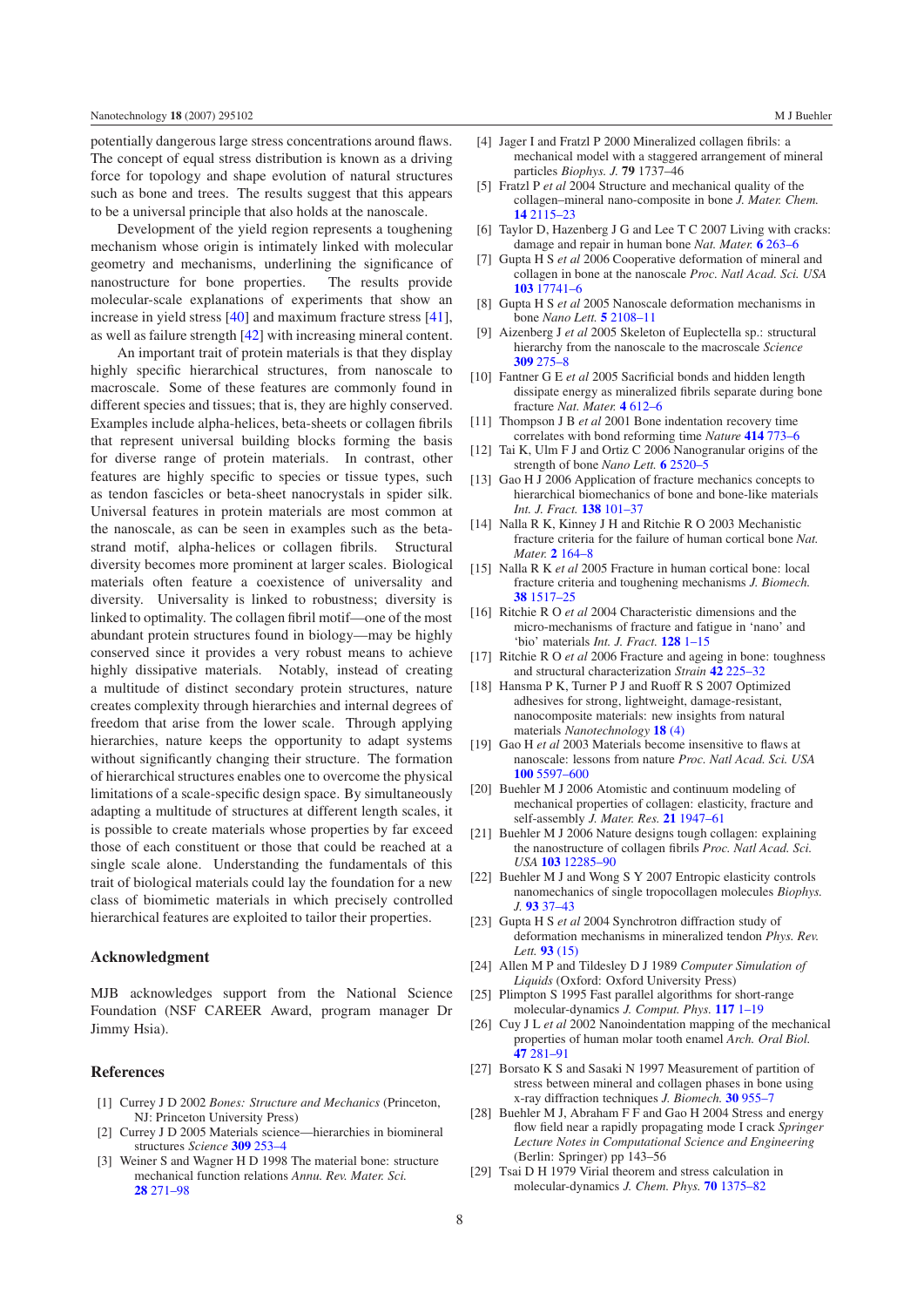potentially dangerous large stress concentrations around flaws. The concept of equal stress distribution is known as a driving force for topology and shape evolution of natural structures such as bone and trees. The results suggest that this appears to be a universal principle that also holds at the nanoscale.

Development of the yield region represents a toughening mechanism whose origin is intimately linked with molecular geometry and mechanisms, underlining the significance of nanostructure for bone properties. The results provide molecular-scale explanations of experiments that show an increase in yield stress [40] and maximum fracture stress [41], as well as failure strength [42] with increasing mineral content.

An important trait of protein materials is that they display highly specific hierarchical structures, from nanoscale to macroscale. Some of these features are commonly found in different species and tissues; that is, they are highly conserved. Examples include alpha-helices, beta-sheets or collagen fibrils that represent universal building blocks forming the basis for diverse range of protein materials. In contrast, other features are highly specific to species or tissue types, such as tendon fascicles or beta-sheet nanocrystals in spider silk. Universal features in protein materials are most common at the nanoscale, as can be seen in examples such as the beta-strand motif, alpha-helices or collagen fibrils. Structural diversity becomes more prominent at larger scales. Biological materials often feature a coexistence of universality and diversity. Universality is linked to robustness; diversity is linked to optimality. The collagen fibril motif—one of the most abundant protein structures found in biology—may be highly conserved since it provides a very robust means to achieve highly dissipative materials. Notably, instead of creating a multitude of distinct secondary protein structures, nature creates complexity through hierarchies and internal degrees of freedom that arise from the lower scale. Through applying hierarchies, nature keeps the opportunity to adapt systems without significantly changing their structure. The formation of hierarchical structures enables one to overcome the physical limitations of a scale-specific design space. By simultaneously adapting a multitude of structures at different length scales, it is possible to create materials whose properties by far exceed those of each constituent or those that could be reached at a single scale alone. Understanding the fundamentals of this trait of biological materials could lay the foundation for a new class of biomimetic materials in which precisely controlled hierarchical features are exploited to tailor their properties.

## Acknowledgment

MJB acknowledges support from the National Science Foundation (NSF CAREER Award, program manager Dr Jimmy Hsia).

## References

[1] Currey J D 2002 *Bones: Structure and Mechanics* (Princeton, NJ: Princeton University Press)

[2] Currey J D 2005 Materials science—hierarchies in biomineral structures *Science* **309** 253–4

[3] Weiner S and Wagner H D 1998 The material bone: structure mechanical function relations *Annu. Rev. Mater. Sci.* **28** 271–98

[4] Jager I and Fratzl P 2000 Mineralized collagen fibrils: a mechanical model with a staggered arrangement of mineral particles *Biophys. J.* **79** 1737–46

[5] Fratzl P *et al* 2004 Structure and mechanical quality of the collagen–mineral nano-composite in bone *J. Mater. Chem.* **14** 2115–23

[6] Taylor D, Hazenberg J G and Lee T C 2007 Living with cracks: damage and repair in human bone *Nat. Mater.* **6** 263–6

[7] Gupta H S *et al* 2006 Cooperative deformation of mineral and collagen in bone at the nanoscale *Proc. Natl Acad. Sci. USA* **103** 17741–6

[8] Gupta H S *et al* 2005 Nanoscale deformation mechanisms in bone *Nano Lett.* **5** 2108–11

[9] Aizenberg J *et al* 2005 Skeleton of Euplectella sp.: structural hierarchy from the nanoscale to the macroscale *Science* **309** 275–8

[10] Fantner G E *et al* 2005 Sacrificial bonds and hidden length dissipate energy as mineralized fibrils separate during bone fracture *Nat. Mater.* **4** 612–6

[11] Thompson J B *et al* 2001 Bone indentation recovery time correlates with bond reforming time *Nature* **414** 773–6

[12] Tai K, Ulm F J and Ortiz C 2006 Nanogranular origins of the strength of bone *Nano Lett.* **6** 2520–5

[13] Gao H J 2006 Application of fracture mechanics concepts to hierarchical biomechanics of bone and bone-like materials *Int. J. Fract.* **138** 101–37

[14] Nalla R K, Kinney J H and Ritchie R O 2003 Mechanistic fracture criteria for the failure of human cortical bone *Nat. Mater.* **2** 164–8

[15] Nalla R K K *et al* 2005 Fracture in human cortical bone: local fracture criteria and toughening mechanisms *J. Biomech.* **38** 1517–25

[16] Ritchie R O *et al* 2004 Characteristic dimensions and the micro-mechanisms of fracture and fatigue in 'nano' and 'bio' materials *Int. J. Fract.* **128** 1–15

[17] Ritchie R O *et al* 2006 Fracture and ageing in bone: toughness and structural characterization *Strain* **42** 225–32

[18] Hansma P K, Turner P J and Ruoff R S 2007 Optimized adhesives for strong, lightweight, damage-resistant, nanocomposite materials: new insights from natural materials *Nanotechnology* **18** (4)

[19] Gao H *et al* 2003 Materials become insensitive to flaws at nanoscale: lessons from nature *Proc. Natl Acad. Sci. USA* **100** 5597–600

[20] Buehler M J 2006 Atomistic and continuum modeling of mechanical properties of collagen: elasticity, fracture and self-assembly *J. Mater. Res.* **21** 1947–61

[21] Buehler M J 2006 Nature designs tough collagen: explaining the nanostructure of collagen fibrils *Proc. Natl Acad. Sci. USA* **103** 12285–90

[22] Buehler M J and Wong S Y 2007 Entropic elasticity controls nanomechanics of single tropocollagen molecules *Biophys. J.* **93** 37–43

[23] Gupta H S *et al* 2004 Synchrotron diffraction study of deformation mechanisms in mineralized tendon *Phys. Rev. Lett.* **93** (15)

[24] Allen M P and Tildesley D J 1989 *Computer Simulation of Liquids* (Oxford: Oxford University Press)

[25] Plimpton S 1995 Fast parallel algorithms for short-range molecular-dynamics *J. Comput. Phys.* **117** 1–19

[26] Cuy J L *et al* 2002 Nanoindentation mapping of the mechanical properties of human molar tooth enamel *Arch. Oral Biol.* **47** 281–91

[27] Borsato K S and Sasaki N 1997 Measurement of partition of stress between mineral and collagen phases in bone using x-ray diffraction techniques *J. Biomech.* **30** 955–7

[28] Buehler M J, Abraham F F and Gao H 2004 Stress and energy flow field near a rapidly propagating mode I crack *Springer Lecture Notes in Computational Science and Engineering* (Berlin: Springer) pp 143–56

[29] Tsai D H 1979 Virial theorem and stress calculation in molecular-dynamics *J. Chem. Phys.* **70** 1375–82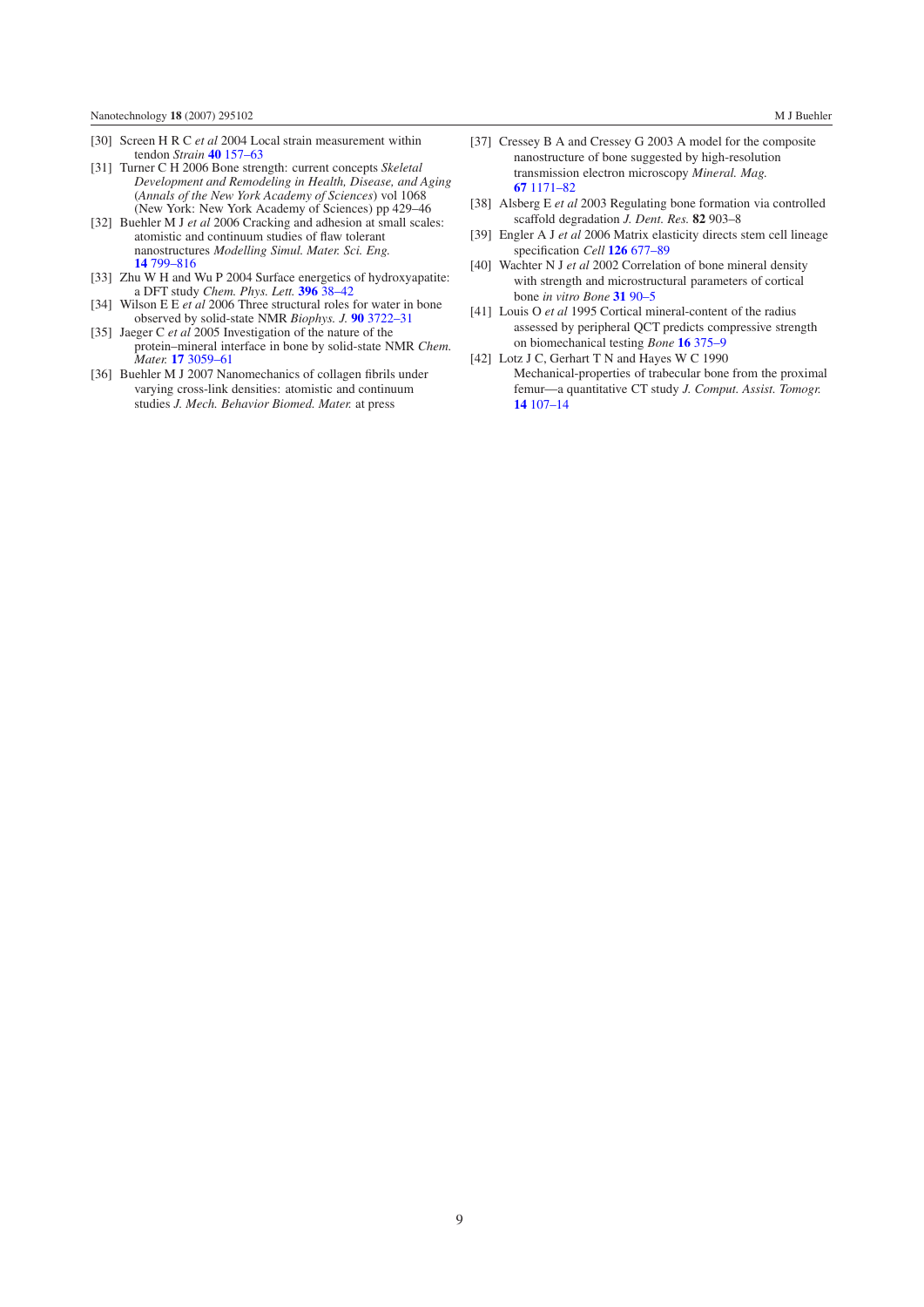[30] Screen H R C *et al* 2004 Local strain measurement within tendon *Strain* **40** 157–63

[31] Turner C H 2006 Bone strength: current concepts *Skeletal Development and Remodeling in Health, Disease, and Aging* (*Annals of the New York Academy of Sciences*) vol 1068 (New York: New York Academy of Sciences) pp 429–46

[32] Buehler M J *et al* 2006 Cracking and adhesion at small scales: atomistic and continuum studies of flaw tolerant nanostructures *Modelling Simul. Mater. Sci. Eng.* **14** 799–816

[33] Zhu W H and Wu P 2004 Surface energetics of hydroxyapatite: a DFT study *Chem. Phys. Lett.* **396** 38–42

[34] Wilson E E *et al* 2006 Three structural roles for water in bone observed by solid-state NMR *Biophys. J.* **90** 3722–31

[35] Jaeger C *et al* 2005 Investigation of the nature of the protein–mineral interface in bone by solid-state NMR *Chem. Mater.* **17** 3059–61

[36] Buehler M J 2007 Nanomechanics of collagen fibrils under varying cross-link densities: atomistic and continuum studies *J. Mech. Behavior Biomed. Mater.* at press

[37] Cressey B A and Cressey G 2003 A model for the composite nanostructure of bone suggested by high-resolution transmission electron microscopy *Mineral. Mag.* **67** 1171–82

[38] Alsberg E *et al* 2003 Regulating bone formation via controlled scaffold degradation *J. Dent. Res.* **82** 903–8

[39] Engler A J *et al* 2006 Matrix elasticity directs stem cell lineage specification *Cell* **126** 677–89

[40] Wachter N J *et al* 2002 Correlation of bone mineral density with strength and microstructural parameters of cortical bone *in vitro* *Bone* **31** 90–5

[41] Louis O *et al* 1995 Cortical mineral-content of the radius assessed by peripheral QCT predicts compressive strength on biomechanical testing *Bone* **16** 375–9

[42] Lotz J C, Gerhart T N and Hayes W C 1990 Mechanical-properties of trabecular bone from the proximal femur—a quantitative CT study *J. Comput. Assist. Tomogr.* **14** 107–14